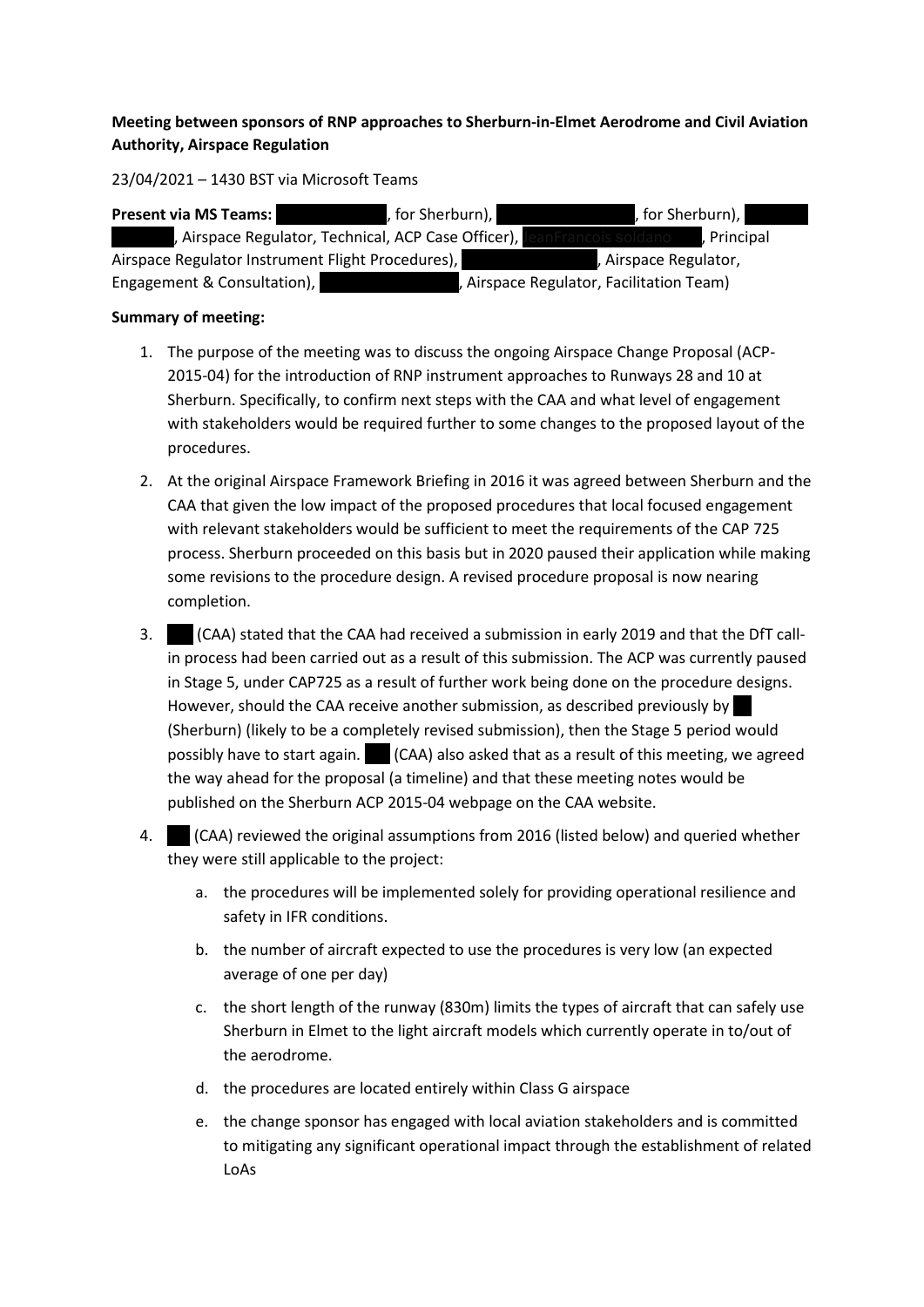**Meeting between sponsors of RNP approaches to Sherburn-in-Elmet Aerodrome and Civil Aviation Authority, Airspace Regulation**

23/04/2021 – 1430 BST via Microsoft Teams

**Present via MS Teams:** [REDACTED], for Sherburn), [REDACTED], for Sherburn), [REDACTED], Airspace Regulator, Technical, ACP Case Officer), [REDACTED], Principal Airspace Regulator Instrument Flight Procedures), [REDACTED], Airspace Regulator, Engagement & Consultation), [REDACTED], Airspace Regulator, Facilitation Team)

**Summary of meeting:**

1. The purpose of the meeting was to discuss the ongoing Airspace Change Proposal (ACP-2015-04) for the introduction of RNP instrument approaches to Runways 28 and 10 at Sherburn. Specifically, to confirm next steps with the CAA and what level of engagement with stakeholders would be required further to some changes to the proposed layout of the procedures.

2. At the original Airspace Framework Briefing in 2016 it was agreed between Sherburn and the CAA that given the low impact of the proposed procedures that local focused engagement with relevant stakeholders would be sufficient to meet the requirements of the CAP 725 process. Sherburn proceeded on this basis but in 2020 paused their application while making some revisions to the procedure design. A revised procedure proposal is now nearing completion.

3. [REDACTED] (CAA) stated that the CAA had received a submission in early 2019 and that the DfT call-in process had been carried out as a result of this submission. The ACP was currently paused in Stage 5, under CAP725 as a result of further work being done on the procedure designs. However, should the CAA receive another submission, as described previously by [REDACTED] (Sherburn) (likely to be a completely revised submission), then the Stage 5 period would possibly have to start again. [REDACTED] (CAA) also asked that as a result of this meeting, we agreed the way ahead for the proposal (a timeline) and that these meeting notes would be published on the Sherburn ACP 2015-04 webpage on the CAA website.

4. [REDACTED] (CAA) reviewed the original assumptions from 2016 (listed below) and queried whether they were still applicable to the project:

   a. the procedures will be implemented solely for providing operational resilience and safety in IFR conditions.

   b. the number of aircraft expected to use the procedures is very low (an expected average of one per day)

   c. the short length of the runway (830m) limits the types of aircraft that can safely use Sherburn in Elmet to the light aircraft models which currently operate in to/out of the aerodrome.

   d. the procedures are located entirely within Class G airspace

   e. the change sponsor has engaged with local aviation stakeholders and is committed to mitigating any significant operational impact through the establishment of related LoAs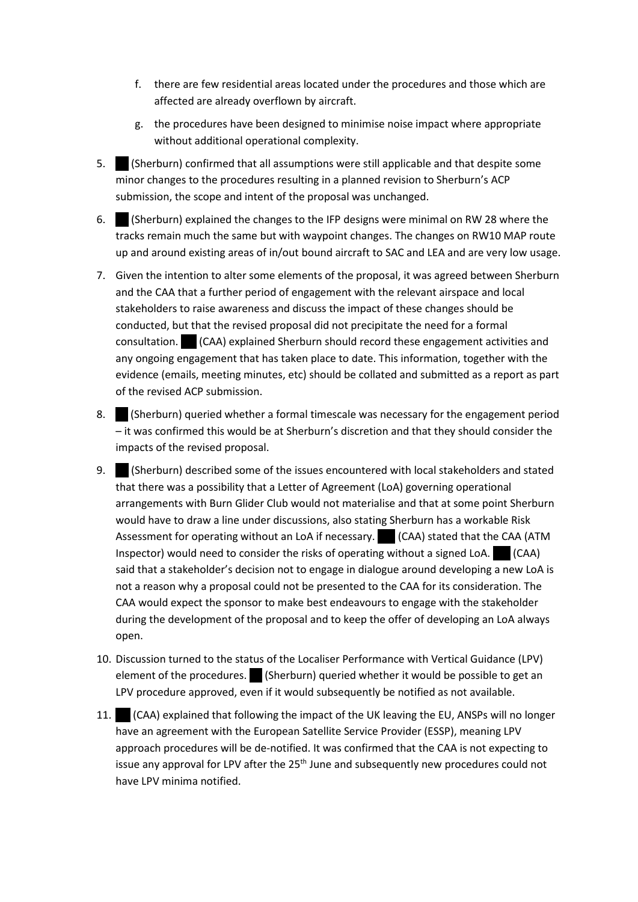f. there are few residential areas located under the procedures and those which are affected are already overflown by aircraft.

   g. the procedures have been designed to minimise noise impact where appropriate without additional operational complexity.

5. ███ (Sherburn) confirmed that all assumptions were still applicable and that despite some minor changes to the procedures resulting in a planned revision to Sherburn's ACP submission, the scope and intent of the proposal was unchanged.

6. ███ (Sherburn) explained the changes to the IFP designs were minimal on RW 28 where the tracks remain much the same but with waypoint changes. The changes on RW10 MAP route up and around existing areas of in/out bound aircraft to SAC and LEA and are very low usage.

7. Given the intention to alter some elements of the proposal, it was agreed between Sherburn and the CAA that a further period of engagement with the relevant airspace and local stakeholders to raise awareness and discuss the impact of these changes should be conducted, but that the revised proposal did not precipitate the need for a formal consultation. ███ (CAA) explained Sherburn should record these engagement activities and any ongoing engagement that has taken place to date. This information, together with the evidence (emails, meeting minutes, etc) should be collated and submitted as a report as part of the revised ACP submission.

8. ███ (Sherburn) queried whether a formal timescale was necessary for the engagement period – it was confirmed this would be at Sherburn's discretion and that they should consider the impacts of the revised proposal.

9. ███ (Sherburn) described some of the issues encountered with local stakeholders and stated that there was a possibility that a Letter of Agreement (LoA) governing operational arrangements with Burn Glider Club would not materialise and that at some point Sherburn would have to draw a line under discussions, also stating Sherburn has a workable Risk Assessment for operating without an LoA if necessary. ███ (CAA) stated that the CAA (ATM Inspector) would need to consider the risks of operating without a signed LoA. ███ (CAA) said that a stakeholder's decision not to engage in dialogue around developing a new LoA is not a reason why a proposal could not be presented to the CAA for its consideration. The CAA would expect the sponsor to make best endeavours to engage with the stakeholder during the development of the proposal and to keep the offer of developing an LoA always open.

10. Discussion turned to the status of the Localiser Performance with Vertical Guidance (LPV) element of the procedures. ███ (Sherburn) queried whether it would be possible to get an LPV procedure approved, even if it would subsequently be notified as not available.

11. ███ (CAA) explained that following the impact of the UK leaving the EU, ANSPs will no longer have an agreement with the European Satellite Service Provider (ESSP), meaning LPV approach procedures will be de-notified. It was confirmed that the CAA is not expecting to issue any approval for LPV after the 25th June and subsequently new procedures could not have LPV minima notified.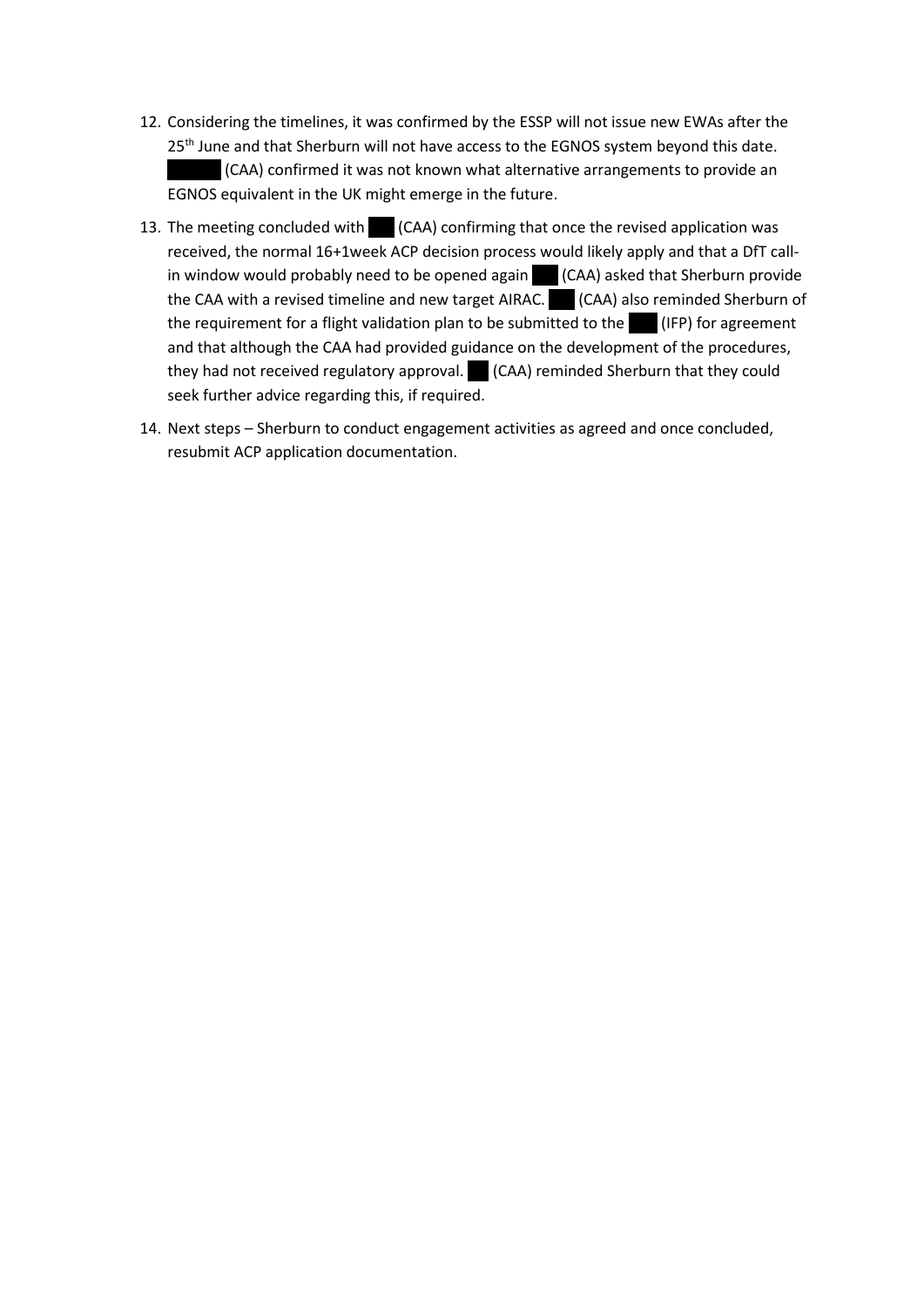12. Considering the timelines, it was confirmed by the ESSP will not issue new EWAs after the 25th June and that Sherburn will not have access to the EGNOS system beyond this date. ██████ (CAA) confirmed it was not known what alternative arrangements to provide an EGNOS equivalent in the UK might emerge in the future.

13. The meeting concluded with ███ (CAA) confirming that once the revised application was received, the normal 16+1week ACP decision process would likely apply and that a DfT call-in window would probably need to be opened again ███ (CAA) asked that Sherburn provide the CAA with a revised timeline and new target AIRAC. ███ (CAA) also reminded Sherburn of the requirement for a flight validation plan to be submitted to the ███ (IFP) for agreement and that although the CAA had provided guidance on the development of the procedures, they had not received regulatory approval. ███ (CAA) reminded Sherburn that they could seek further advice regarding this, if required.

14. Next steps – Sherburn to conduct engagement activities as agreed and once concluded, resubmit ACP application documentation.